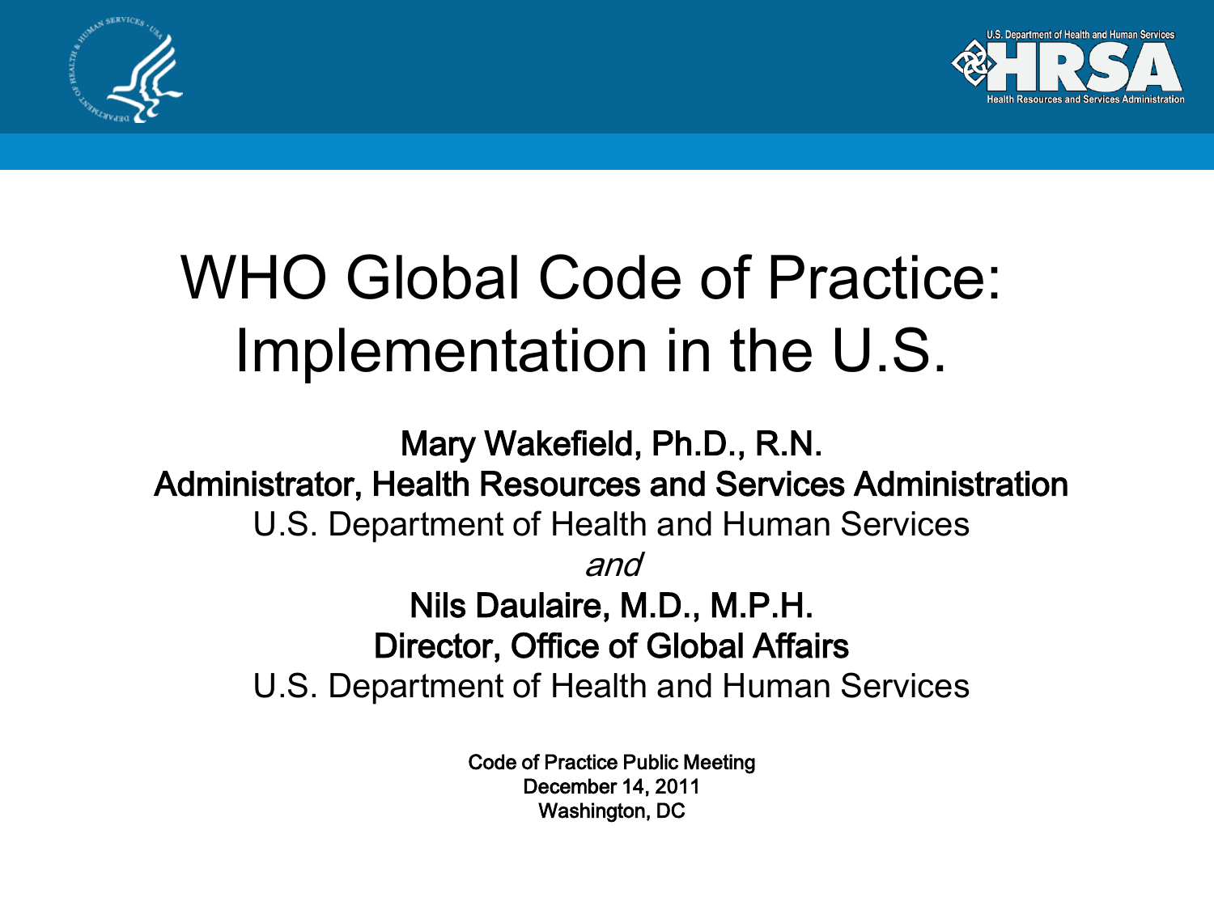# WHO Global Code of Practice: Implementation in the U.S.

**Mary Wakefield, Ph.D., R.N.**
**Administrator, Health Resources and Services Administration**
U.S. Department of Health and Human Services

*and*

**Nils Daulaire, M.D., M.P.H.**
**Director, Office of Global Affairs**
U.S. Department of Health and Human Services

Code of Practice Public Meeting
December 14, 2011
Washington, DC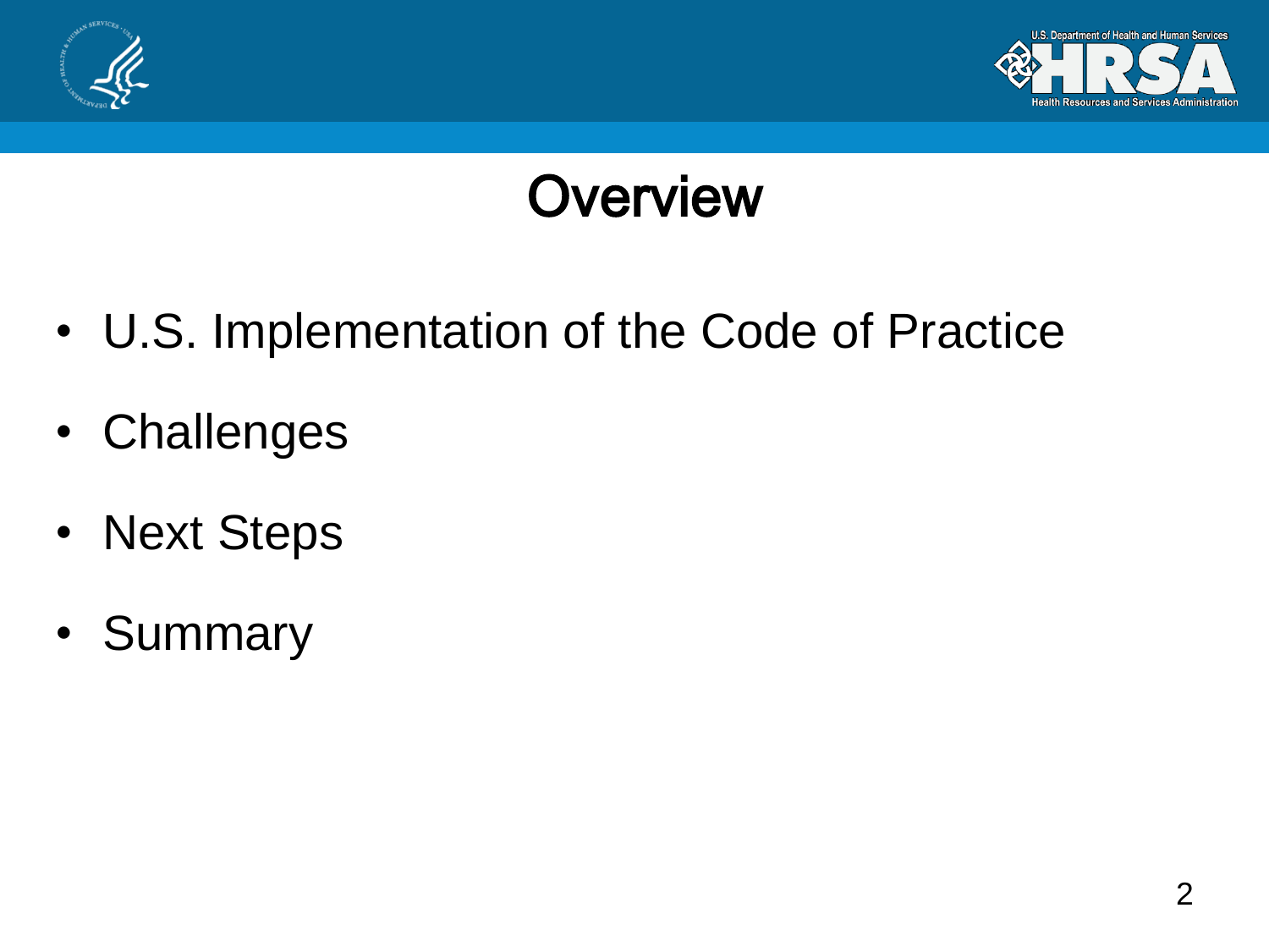# Overview

- U.S. Implementation of the Code of Practice
- Challenges
- Next Steps
- Summary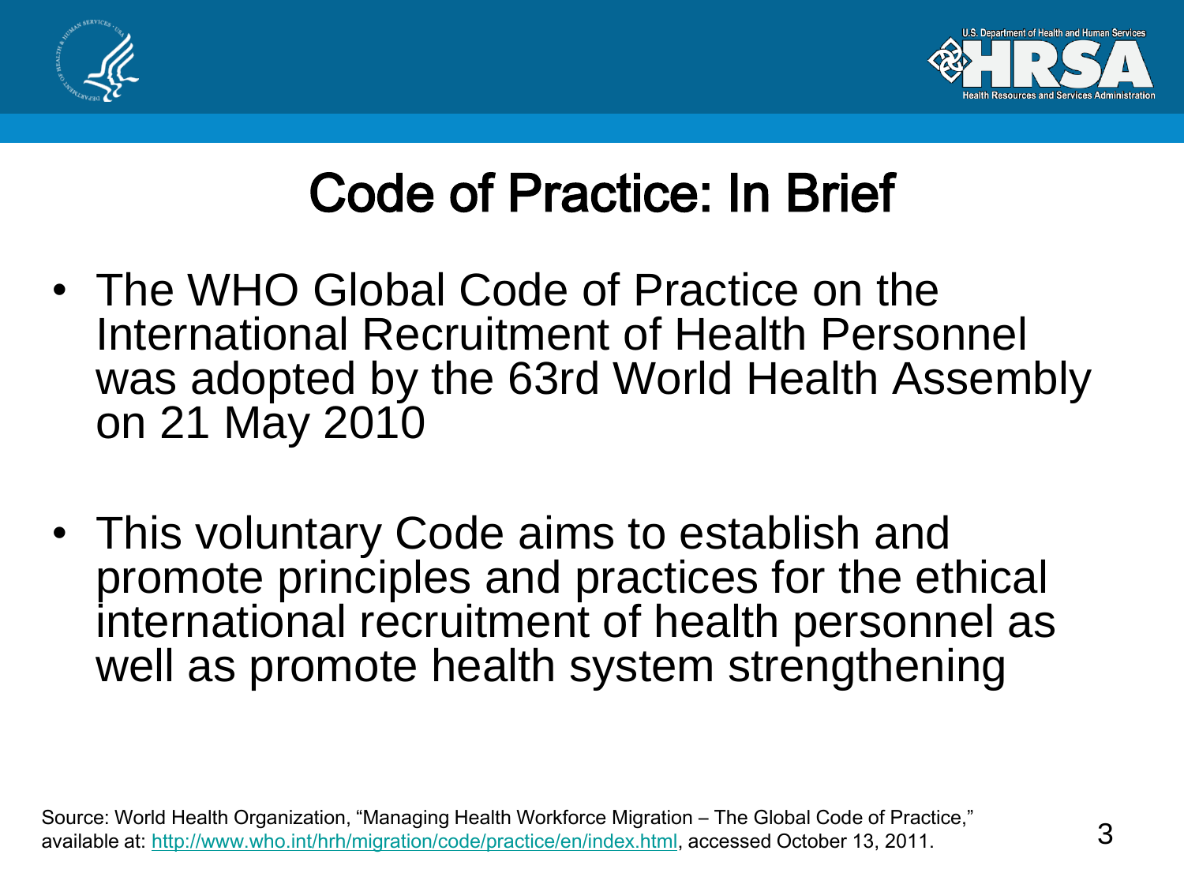# Code of Practice: In Brief

- The WHO Global Code of Practice on the International Recruitment of Health Personnel was adopted by the 63rd World Health Assembly on 21 May 2010
- This voluntary Code aims to establish and promote principles and practices for the ethical international recruitment of health personnel as well as promote health system strengthening

Source: World Health Organization, "Managing Health Workforce Migration – The Global Code of Practice," available at: http://www.who.int/hrh/migration/code/practice/en/index.html, accessed October 13, 2011.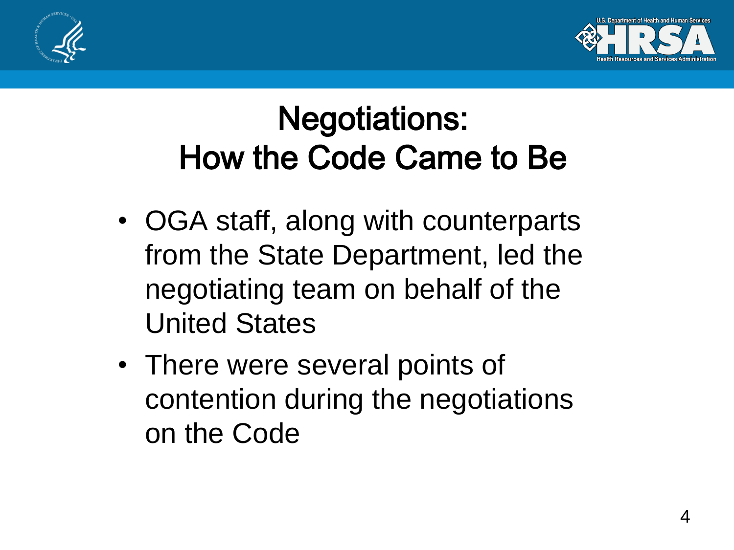# Negotiations: How the Code Came to Be

- OGA staff, along with counterparts from the State Department, led the negotiating team on behalf of the United States
- There were several points of contention during the negotiations on the Code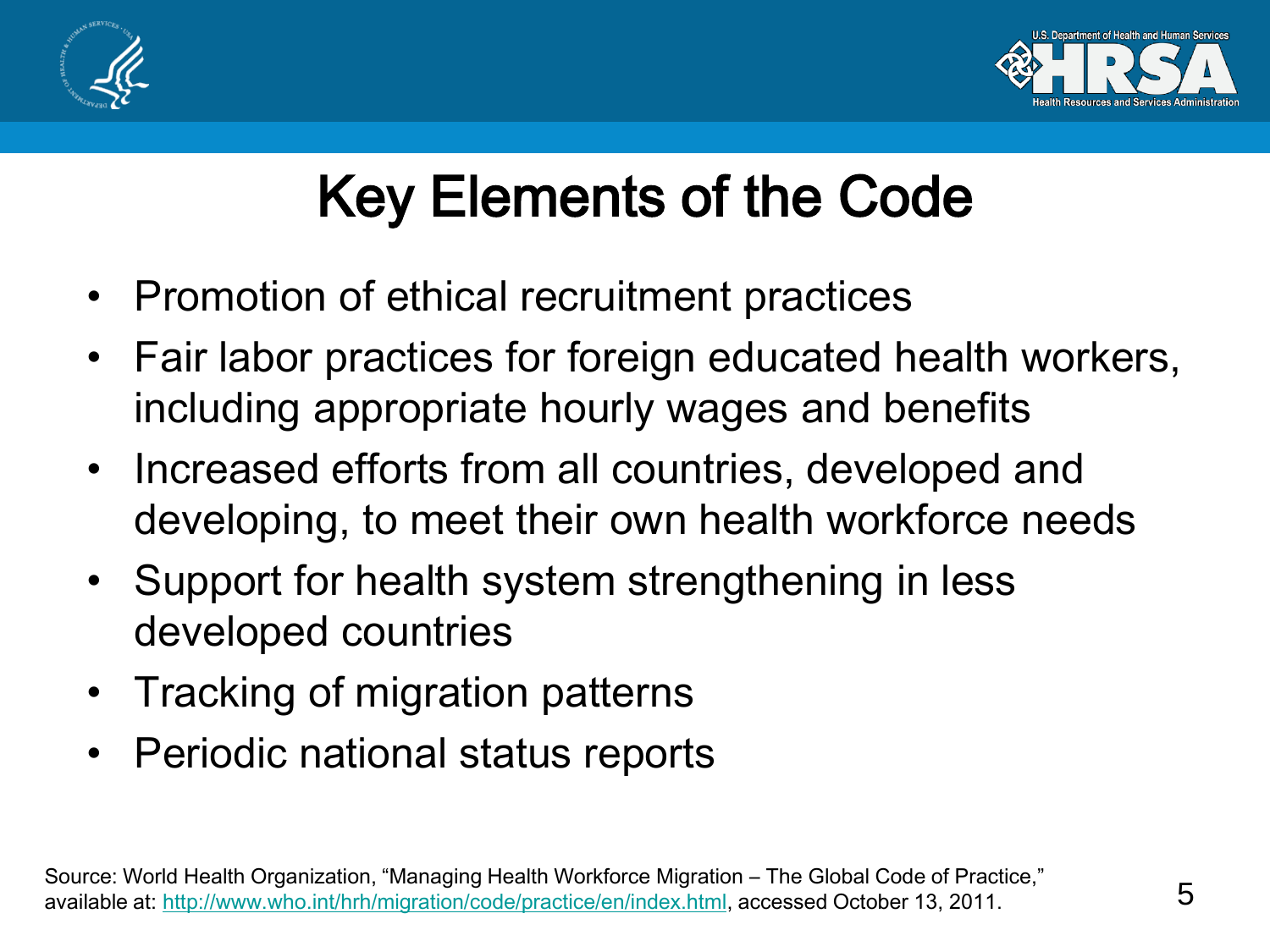# Key Elements of the Code

- Promotion of ethical recruitment practices
- Fair labor practices for foreign educated health workers, including appropriate hourly wages and benefits
- Increased efforts from all countries, developed and developing, to meet their own health workforce needs
- Support for health system strengthening in less developed countries
- Tracking of migration patterns
- Periodic national status reports

Source: World Health Organization, "Managing Health Workforce Migration – The Global Code of Practice," available at: http://www.who.int/hrh/migration/code/practice/en/index.html, accessed October 13, 2011.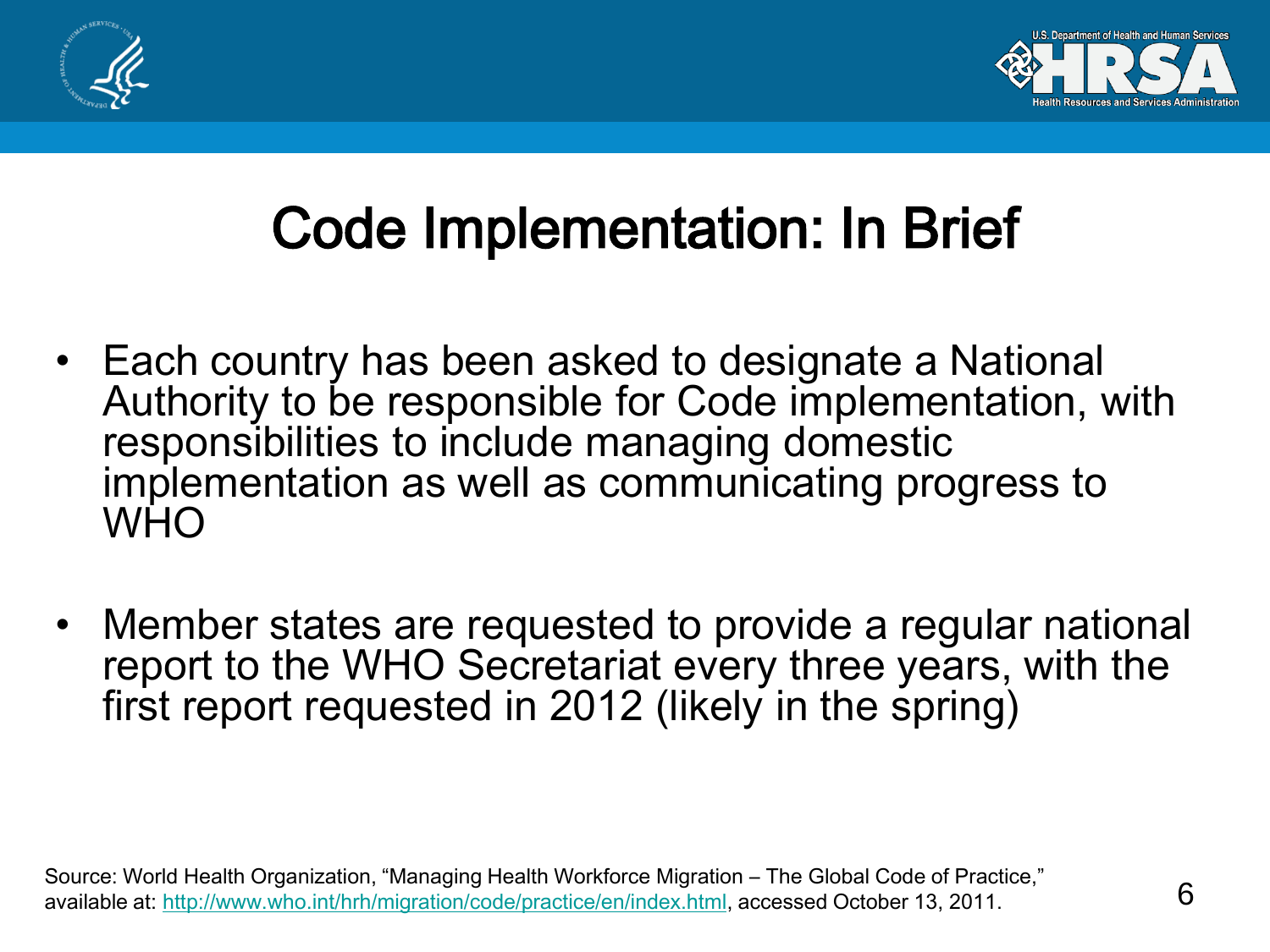# Code Implementation: In Brief

- Each country has been asked to designate a National Authority to be responsible for Code implementation, with responsibilities to include managing domestic implementation as well as communicating progress to WHO
- Member states are requested to provide a regular national report to the WHO Secretariat every three years, with the first report requested in 2012 (likely in the spring)

Source: World Health Organization, "Managing Health Workforce Migration – The Global Code of Practice," available at: http://www.who.int/hrh/migration/code/practice/en/index.html, accessed October 13, 2011.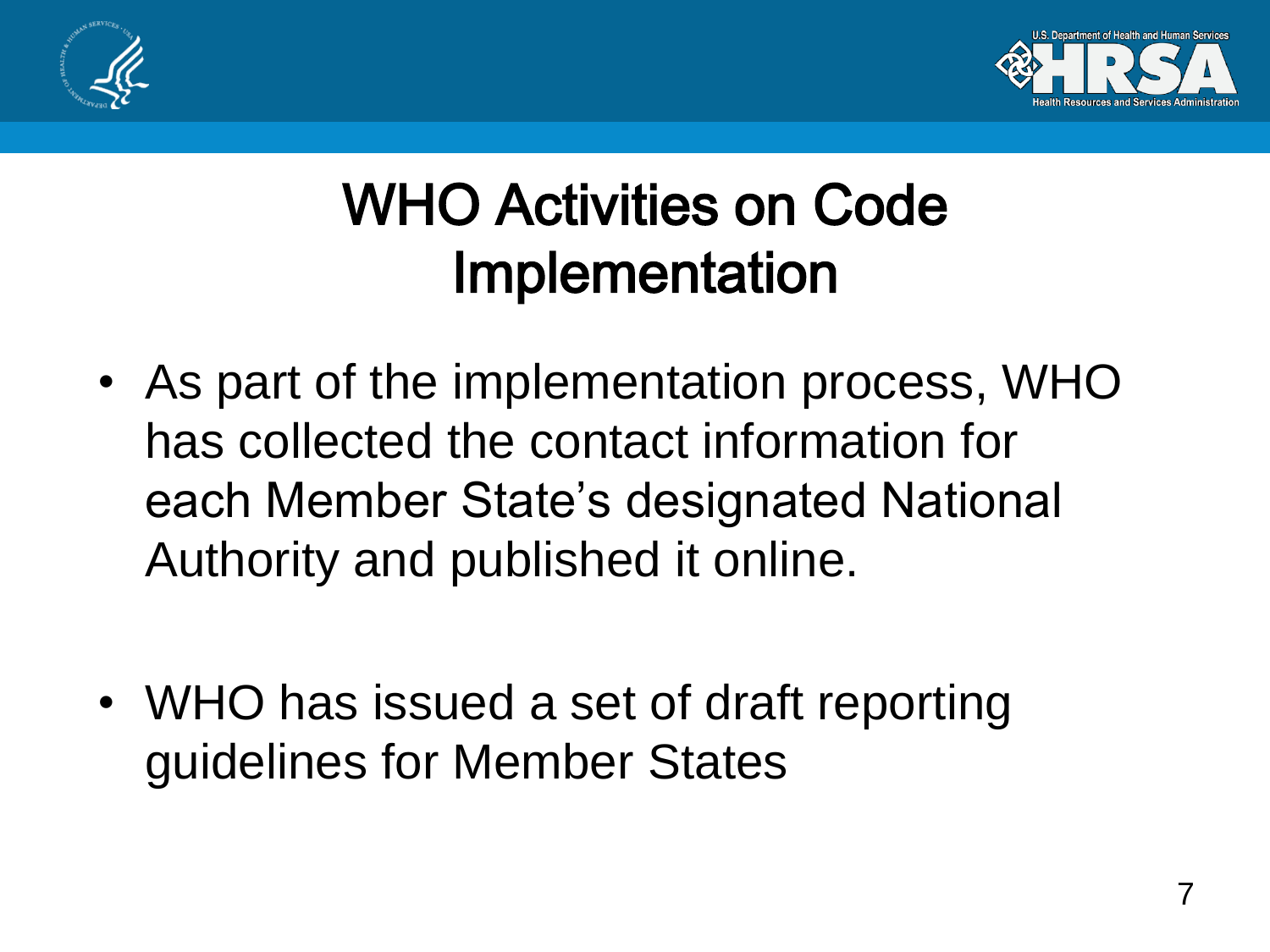# WHO Activities on Code Implementation

- As part of the implementation process, WHO has collected the contact information for each Member State's designated National Authority and published it online.
- WHO has issued a set of draft reporting guidelines for Member States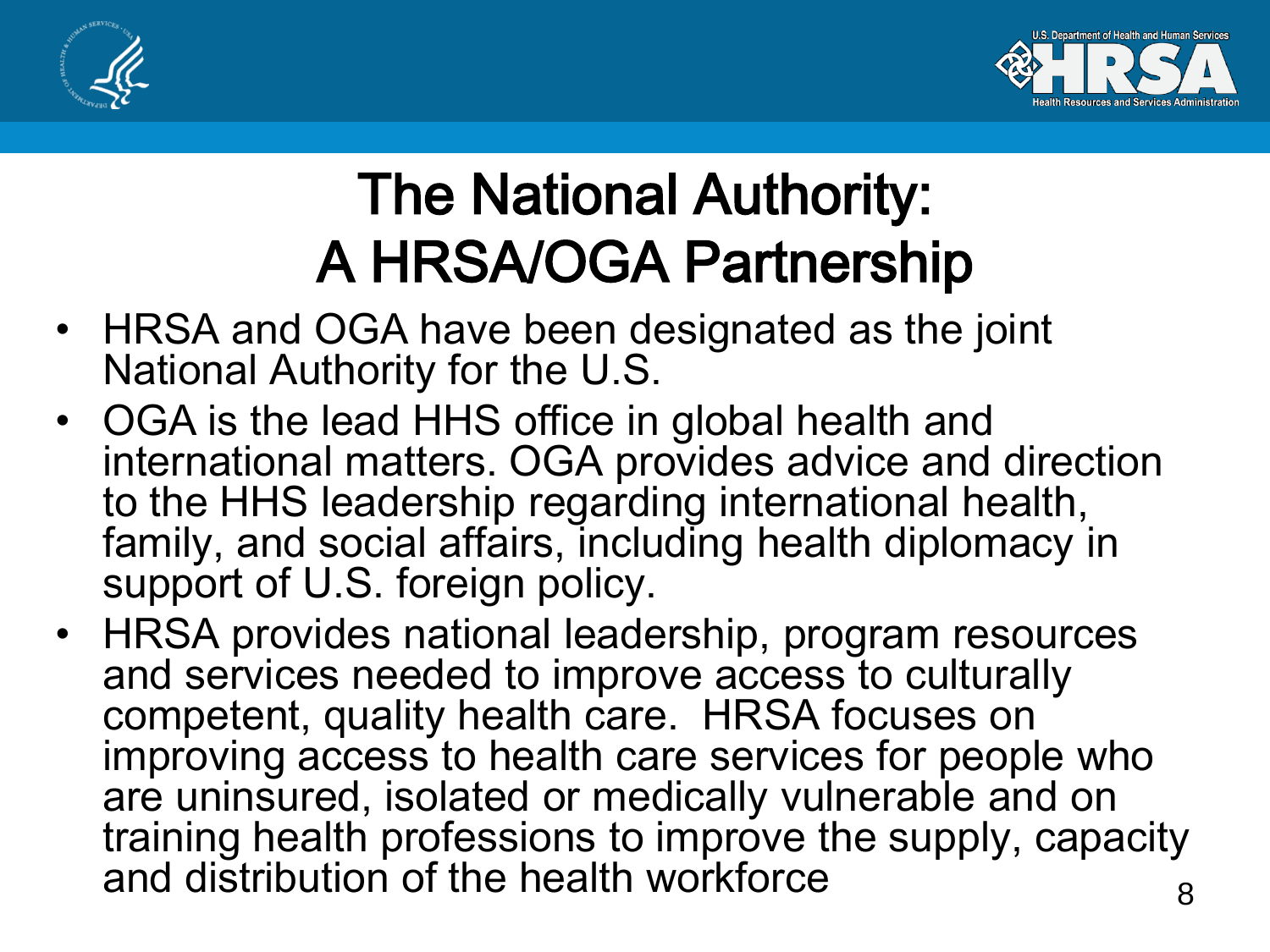# The National Authority: A HRSA/OGA Partnership

- HRSA and OGA have been designated as the joint National Authority for the U.S.
- OGA is the lead HHS office in global health and international matters. OGA provides advice and direction to the HHS leadership regarding international health, family, and social affairs, including health diplomacy in support of U.S. foreign policy.
- HRSA provides national leadership, program resources and services needed to improve access to culturally competent, quality health care. HRSA focuses on improving access to health care services for people who are uninsured, isolated or medically vulnerable and on training health professions to improve the supply, capacity and distribution of the health workforce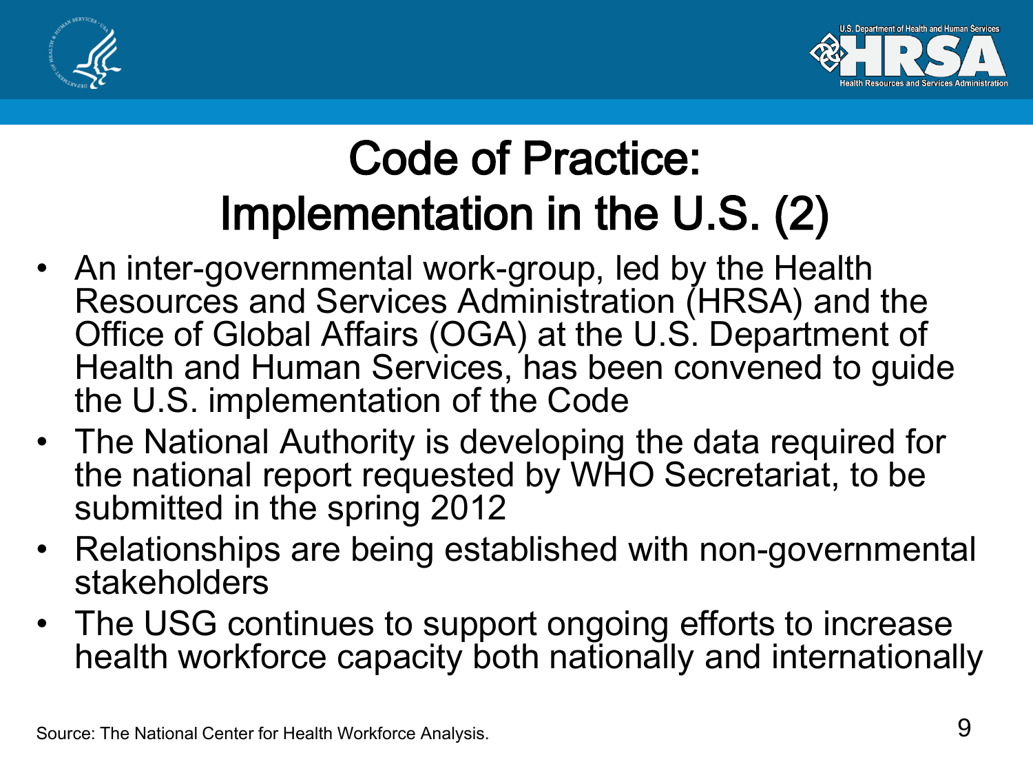# Code of Practice: Implementation in the U.S. (2)

- An inter-governmental work-group, led by the Health Resources and Services Administration (HRSA) and the Office of Global Affairs (OGA) at the U.S. Department of Health and Human Services, has been convened to guide the U.S. implementation of the Code
- The National Authority is developing the data required for the national report requested by WHO Secretariat, to be submitted in the spring 2012
- Relationships are being established with non-governmental stakeholders
- The USG continues to support ongoing efforts to increase health workforce capacity both nationally and internationally

Source: The National Center for Health Workforce Analysis.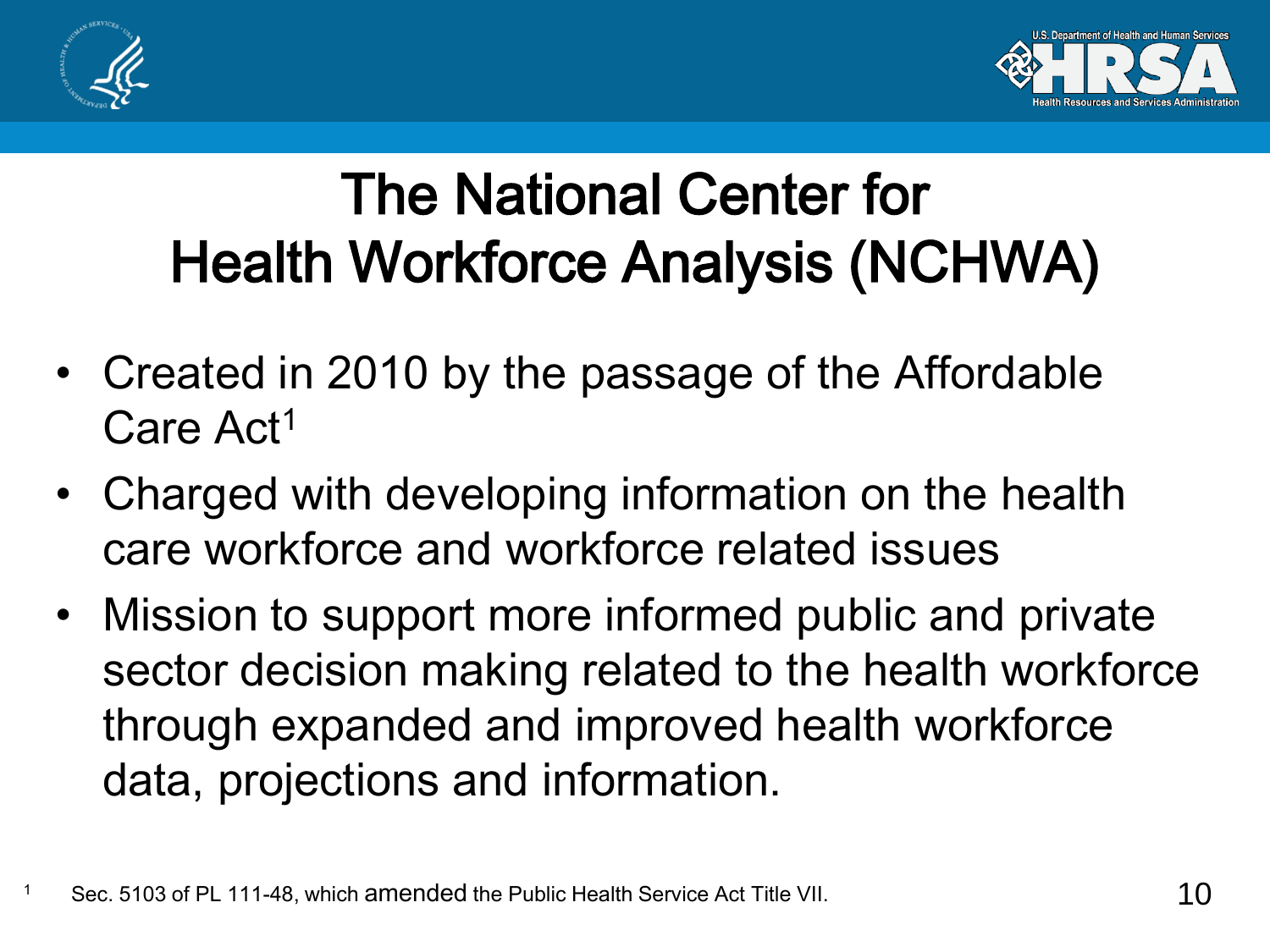# The National Center for Health Workforce Analysis (NCHWA)

- Created in 2010 by the passage of the Affordable Care Act[1]
- Charged with developing information on the health care workforce and workforce related issues
- Mission to support more informed public and private sector decision making related to the health workforce through expanded and improved health workforce data, projections and information.

[1] Sec. 5103 of PL 111-48, which amended the Public Health Service Act Title VII.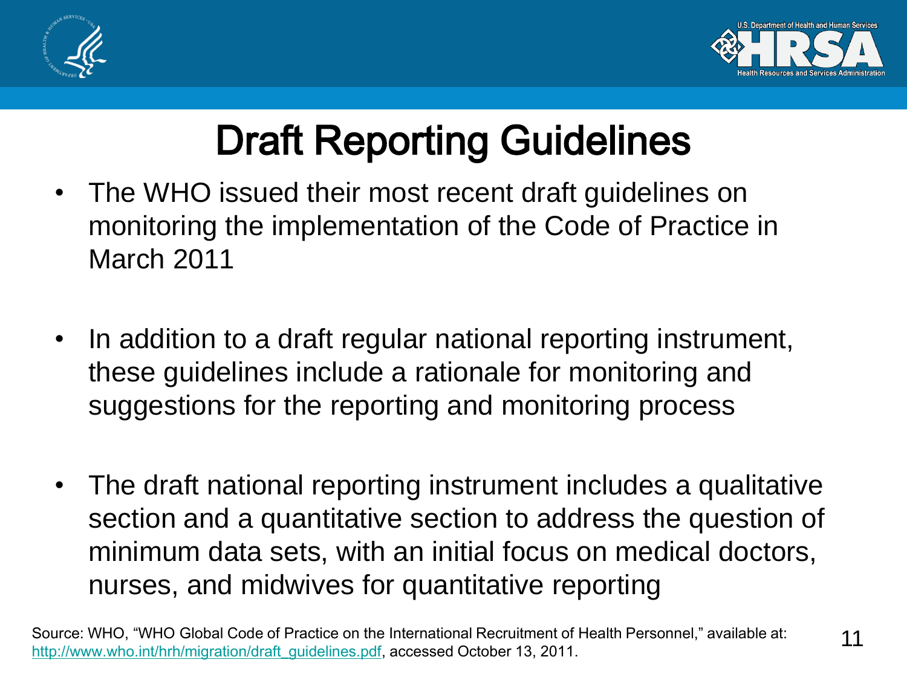# Draft Reporting Guidelines

- The WHO issued their most recent draft guidelines on monitoring the implementation of the Code of Practice in March 2011
- In addition to a draft regular national reporting instrument, these guidelines include a rationale for monitoring and suggestions for the reporting and monitoring process
- The draft national reporting instrument includes a qualitative section and a quantitative section to address the question of minimum data sets, with an initial focus on medical doctors, nurses, and midwives for quantitative reporting

Source: WHO, "WHO Global Code of Practice on the International Recruitment of Health Personnel," available at: http://www.who.int/hrh/migration/draft_guidelines.pdf, accessed October 13, 2011.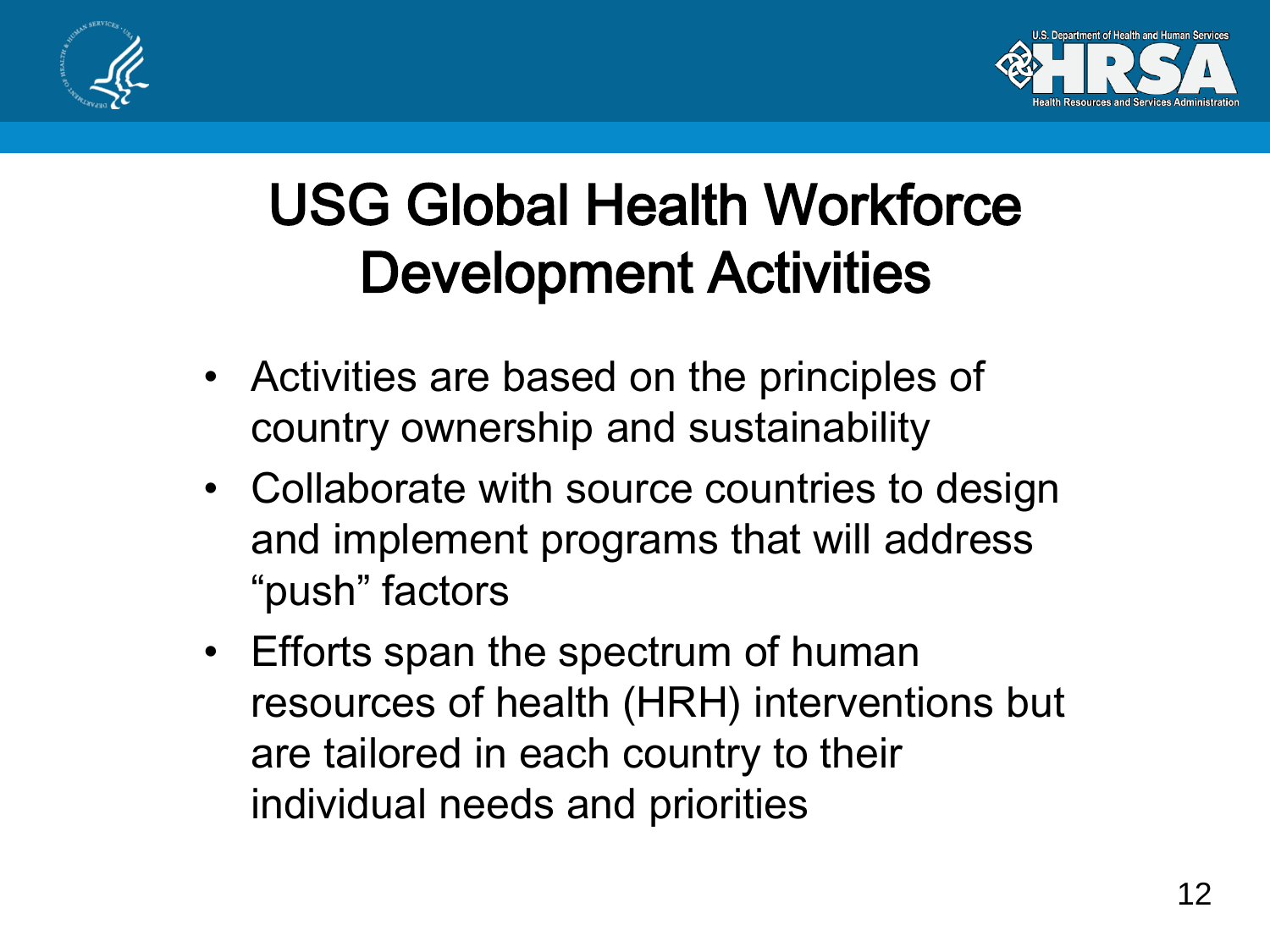# USG Global Health Workforce Development Activities

- Activities are based on the principles of country ownership and sustainability
- Collaborate with source countries to design and implement programs that will address "push" factors
- Efforts span the spectrum of human resources of health (HRH) interventions but are tailored in each country to their individual needs and priorities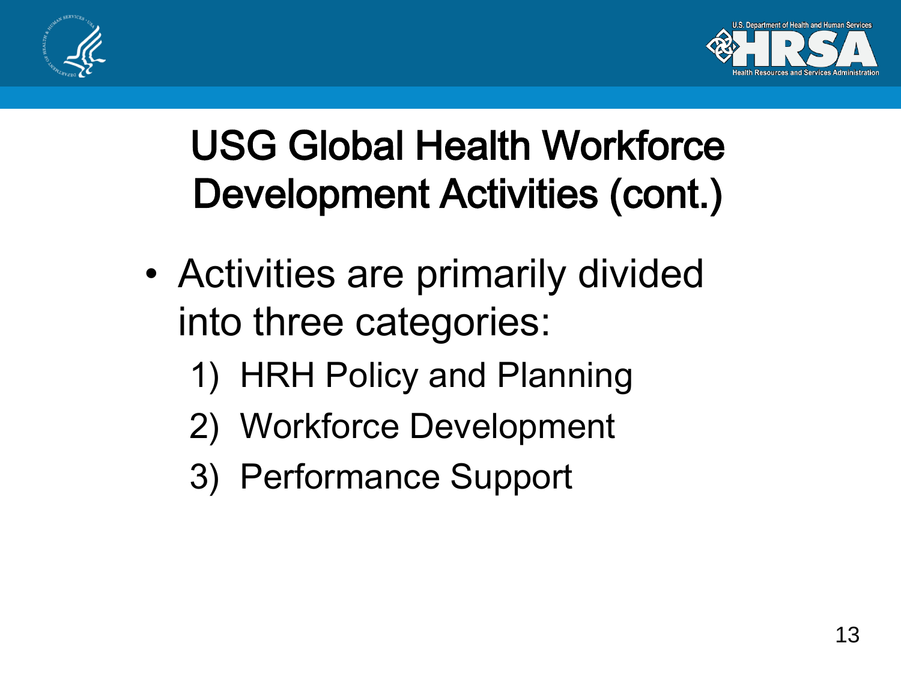# USG Global Health Workforce Development Activities (cont.)

- Activities are primarily divided into three categories:
  1) HRH Policy and Planning
  2) Workforce Development
  3) Performance Support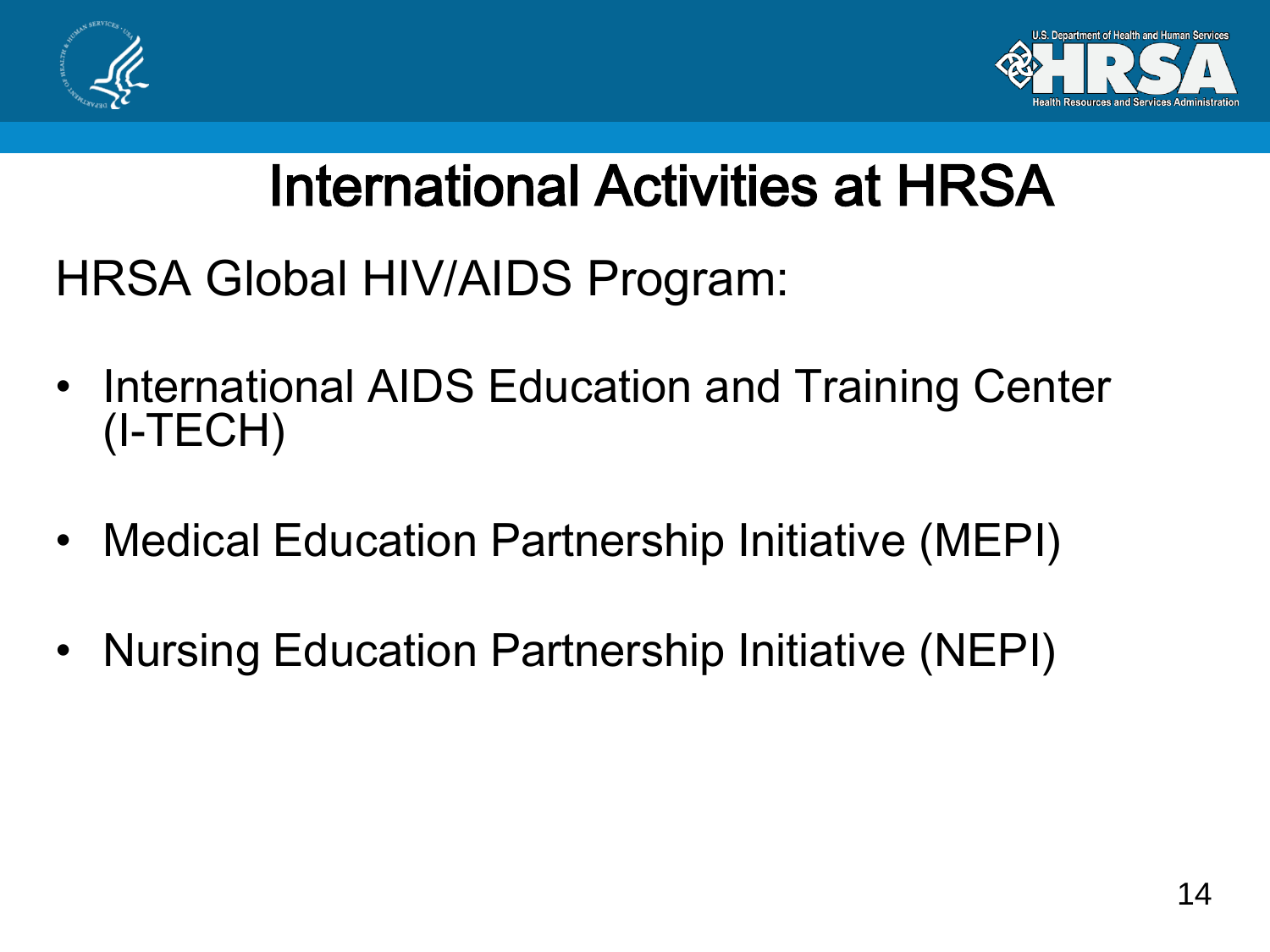# International Activities at HRSA

HRSA Global HIV/AIDS Program:

- International AIDS Education and Training Center (I-TECH)
- Medical Education Partnership Initiative (MEPI)
- Nursing Education Partnership Initiative (NEPI)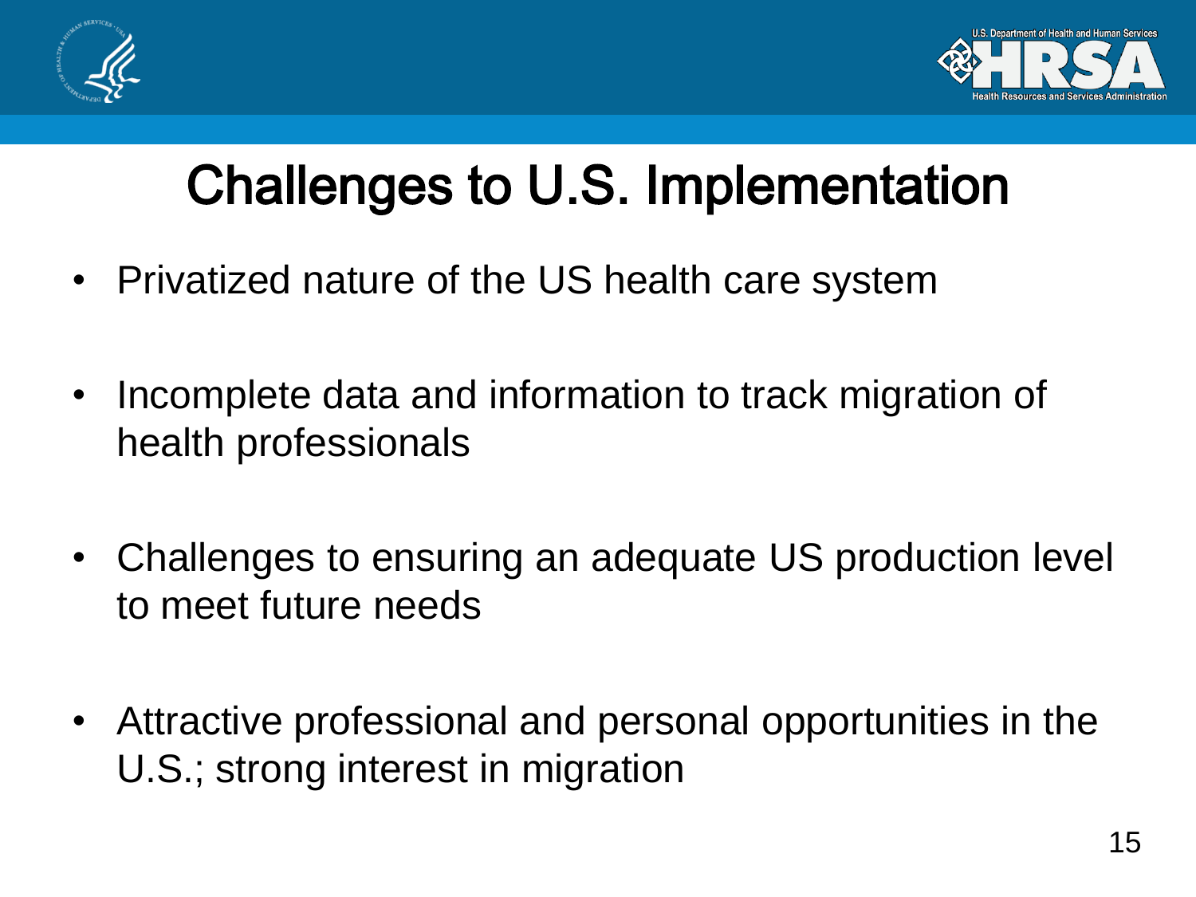# Challenges to U.S. Implementation

- Privatized nature of the US health care system
- Incomplete data and information to track migration of health professionals
- Challenges to ensuring an adequate US production level to meet future needs
- Attractive professional and personal opportunities in the U.S.; strong interest in migration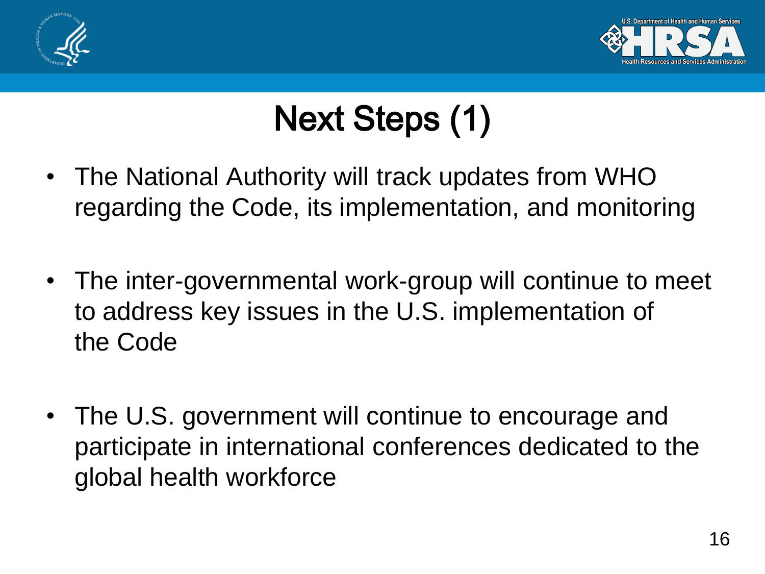# Next Steps (1)

- The National Authority will track updates from WHO regarding the Code, its implementation, and monitoring
- The inter-governmental work-group will continue to meet to address key issues in the U.S. implementation of the Code
- The U.S. government will continue to encourage and participate in international conferences dedicated to the global health workforce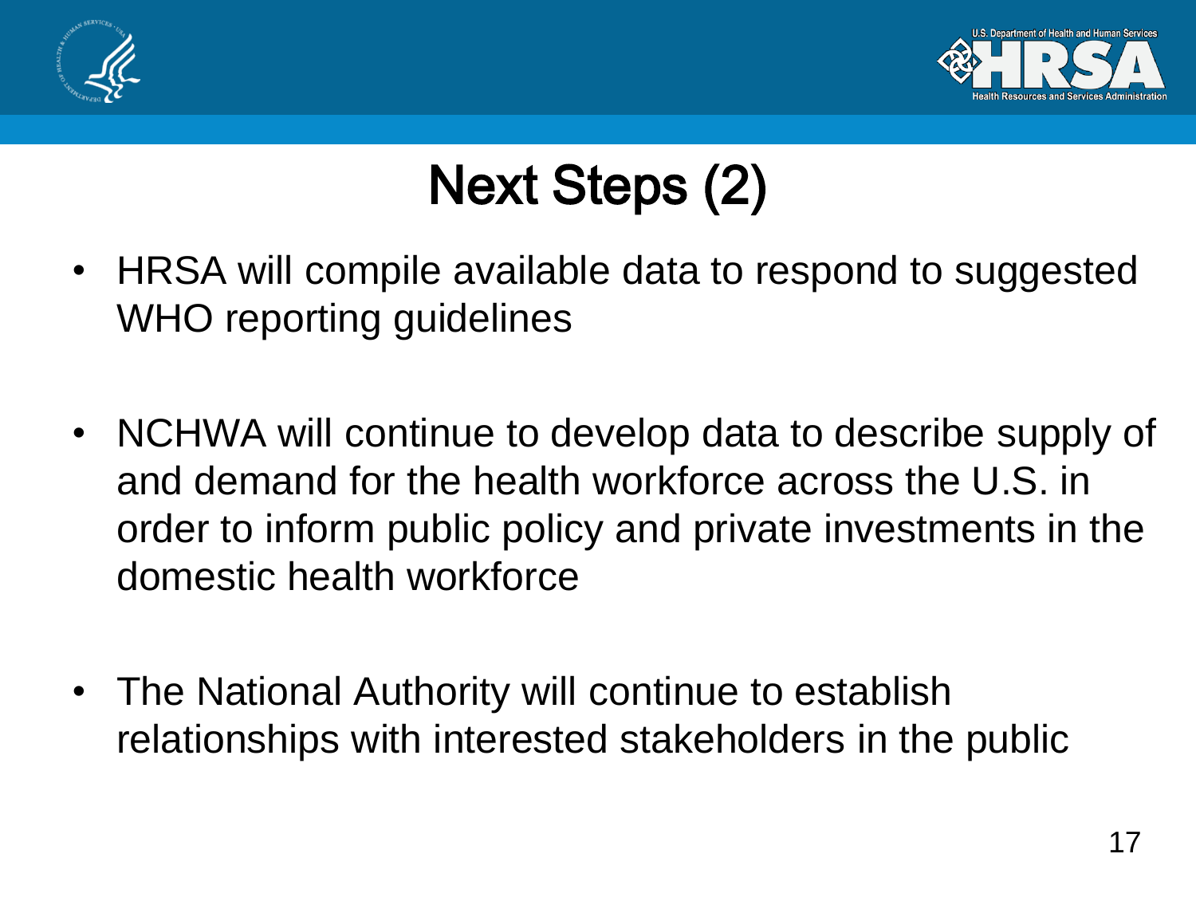# Next Steps (2)

- HRSA will compile available data to respond to suggested WHO reporting guidelines
- NCHWA will continue to develop data to describe supply of and demand for the health workforce across the U.S. in order to inform public policy and private investments in the domestic health workforce
- The National Authority will continue to establish relationships with interested stakeholders in the public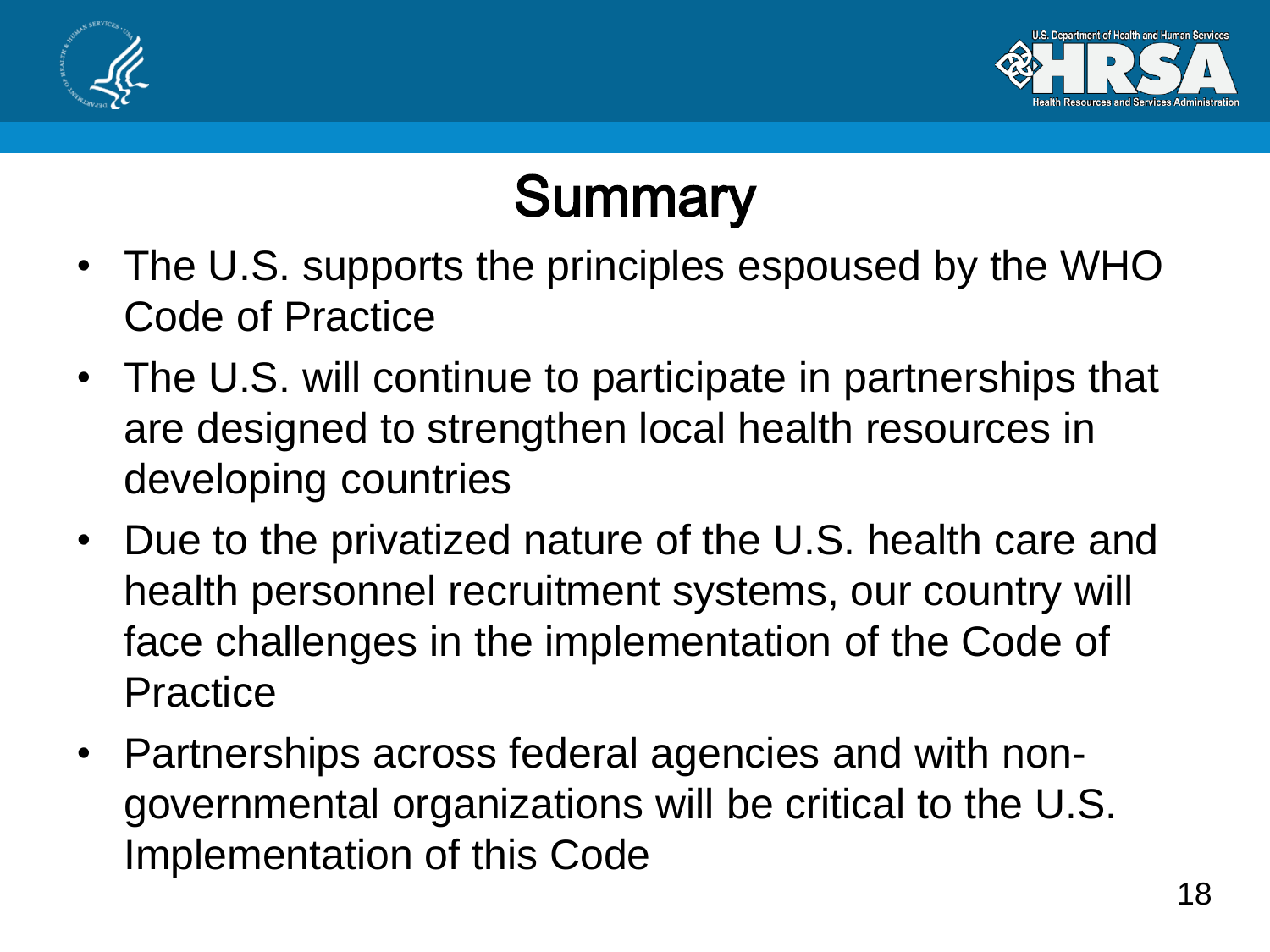# Summary

- The U.S. supports the principles espoused by the WHO Code of Practice
- The U.S. will continue to participate in partnerships that are designed to strengthen local health resources in developing countries
- Due to the privatized nature of the U.S. health care and health personnel recruitment systems, our country will face challenges in the implementation of the Code of Practice
- Partnerships across federal agencies and with non-governmental organizations will be critical to the U.S. Implementation of this Code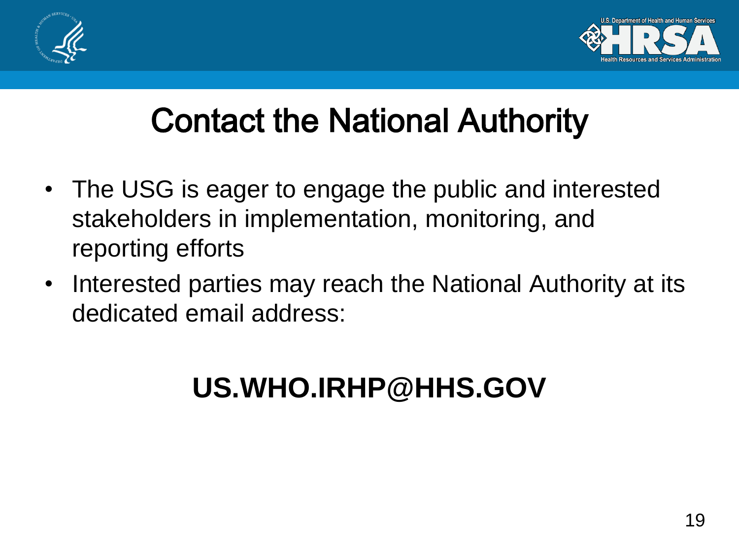# Contact the National Authority

- The USG is eager to engage the public and interested stakeholders in implementation, monitoring, and reporting efforts
- Interested parties may reach the National Authority at its dedicated email address:

**US.WHO.IRHP@HHS.GOV**